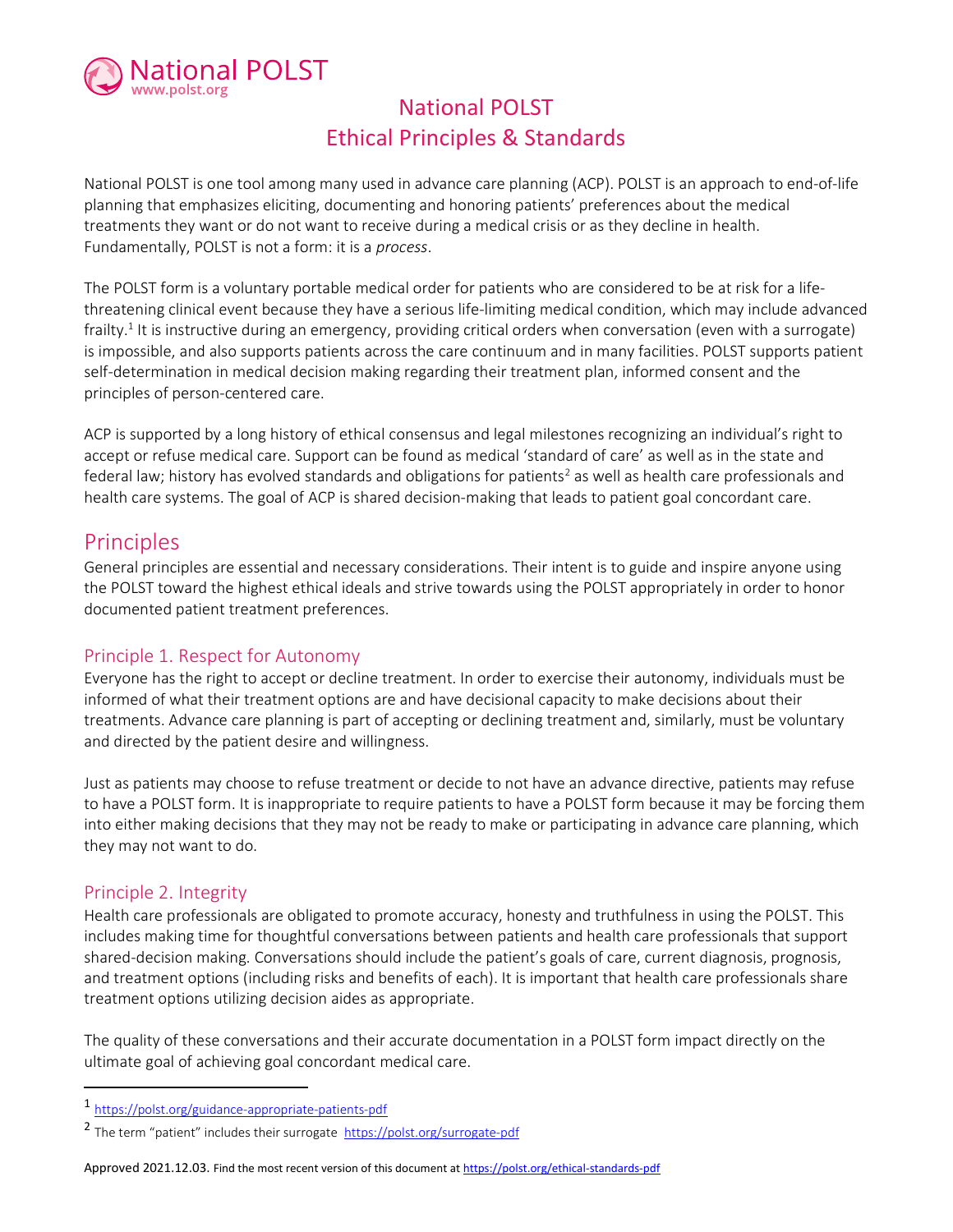National POLST
www.polst.org

# National POLST Ethical Principles & Standards

National POLST is one tool among many used in advance care planning (ACP). POLST is an approach to end-of-life planning that emphasizes eliciting, documenting and honoring patients' preferences about the medical treatments they want or do not want to receive during a medical crisis or as they decline in health. Fundamentally, POLST is not a form: it is a *process*.

The POLST form is a voluntary portable medical order for patients who are considered to be at risk for a life-threatening clinical event because they have a serious life-limiting medical condition, which may include advanced frailty.[1] It is instructive during an emergency, providing critical orders when conversation (even with a surrogate) is impossible, and also supports patients across the care continuum and in many facilities. POLST supports patient self-determination in medical decision making regarding their treatment plan, informed consent and the principles of person-centered care.

ACP is supported by a long history of ethical consensus and legal milestones recognizing an individual's right to accept or refuse medical care. Support can be found as medical 'standard of care' as well as in the state and federal law; history has evolved standards and obligations for patients[2] as well as health care professionals and health care systems. The goal of ACP is shared decision-making that leads to patient goal concordant care.

## Principles

General principles are essential and necessary considerations. Their intent is to guide and inspire anyone using the POLST toward the highest ethical ideals and strive towards using the POLST appropriately in order to honor documented patient treatment preferences.

### Principle 1. Respect for Autonomy

Everyone has the right to accept or decline treatment. In order to exercise their autonomy, individuals must be informed of what their treatment options are and have decisional capacity to make decisions about their treatments. Advance care planning is part of accepting or declining treatment and, similarly, must be voluntary and directed by the patient desire and willingness.

Just as patients may choose to refuse treatment or decide to not have an advance directive, patients may refuse to have a POLST form. It is inappropriate to require patients to have a POLST form because it may be forcing them into either making decisions that they may not be ready to make or participating in advance care planning, which they may not want to do.

### Principle 2. Integrity

Health care professionals are obligated to promote accuracy, honesty and truthfulness in using the POLST. This includes making time for thoughtful conversations between patients and health care professionals that support shared-decision making. Conversations should include the patient's goals of care, current diagnosis, prognosis, and treatment options (including risks and benefits of each). It is important that health care professionals share treatment options utilizing decision aides as appropriate.

The quality of these conversations and their accurate documentation in a POLST form impact directly on the ultimate goal of achieving goal concordant medical care.

---

[1] https://polst.org/guidance-appropriate-patients-pdf

[2] The term "patient" includes their surrogate https://polst.org/surrogate-pdf

Approved 2021.12.03. Find the most recent version of this document at https://polst.org/ethical-standards-pdf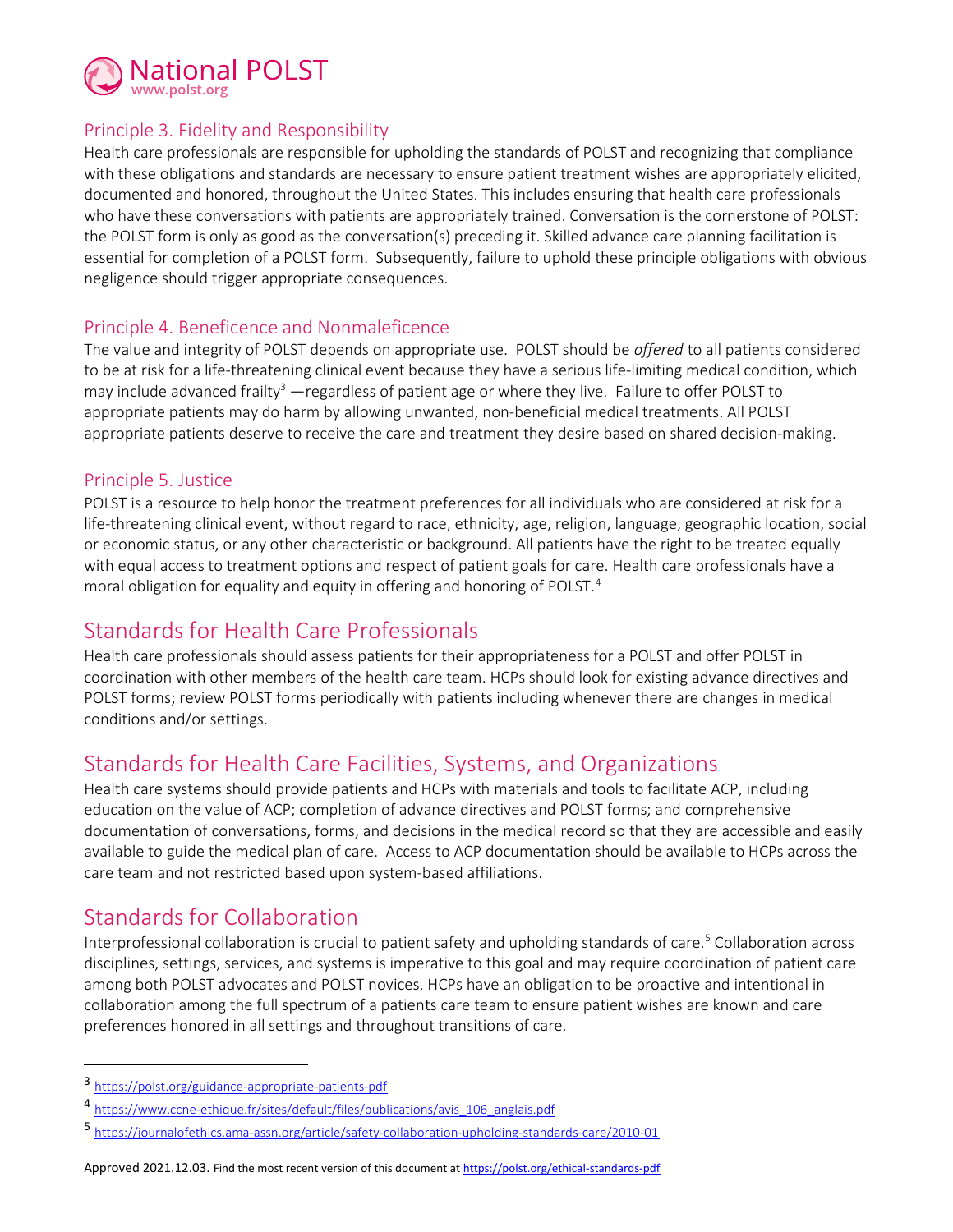## Principle 3. Fidelity and Responsibility

Health care professionals are responsible for upholding the standards of POLST and recognizing that compliance with these obligations and standards are necessary to ensure patient treatment wishes are appropriately elicited, documented and honored, throughout the United States. This includes ensuring that health care professionals who have these conversations with patients are appropriately trained. Conversation is the cornerstone of POLST: the POLST form is only as good as the conversation(s) preceding it. Skilled advance care planning facilitation is essential for completion of a POLST form. Subsequently, failure to uphold these principle obligations with obvious negligence should trigger appropriate consequences.

## Principle 4. Beneficence and Nonmaleficence

The value and integrity of POLST depends on appropriate use. POLST should be *offered* to all patients considered to be at risk for a life-threatening clinical event because they have a serious life-limiting medical condition, which may include advanced frailty[3] —regardless of patient age or where they live. Failure to offer POLST to appropriate patients may do harm by allowing unwanted, non-beneficial medical treatments. All POLST appropriate patients deserve to receive the care and treatment they desire based on shared decision-making.

## Principle 5. Justice

POLST is a resource to help honor the treatment preferences for all individuals who are considered at risk for a life-threatening clinical event, without regard to race, ethnicity, age, religion, language, geographic location, social or economic status, or any other characteristic or background. All patients have the right to be treated equally with equal access to treatment options and respect of patient goals for care. Health care professionals have a moral obligation for equality and equity in offering and honoring of POLST.[4]

# Standards for Health Care Professionals

Health care professionals should assess patients for their appropriateness for a POLST and offer POLST in coordination with other members of the health care team. HCPs should look for existing advance directives and POLST forms; review POLST forms periodically with patients including whenever there are changes in medical conditions and/or settings.

# Standards for Health Care Facilities, Systems, and Organizations

Health care systems should provide patients and HCPs with materials and tools to facilitate ACP, including education on the value of ACP; completion of advance directives and POLST forms; and comprehensive documentation of conversations, forms, and decisions in the medical record so that they are accessible and easily available to guide the medical plan of care. Access to ACP documentation should be available to HCPs across the care team and not restricted based upon system-based affiliations.

# Standards for Collaboration

Interprofessional collaboration is crucial to patient safety and upholding standards of care.[5] Collaboration across disciplines, settings, services, and systems is imperative to this goal and may require coordination of patient care among both POLST advocates and POLST novices. HCPs have an obligation to be proactive and intentional in collaboration among the full spectrum of a patients care team to ensure patient wishes are known and care preferences honored in all settings and throughout transitions of care.

---

[3] https://polst.org/guidance-appropriate-patients-pdf

[4] https://www.ccne-ethique.fr/sites/default/files/publications/avis_106_anglais.pdf

[5] https://journalofethics.ama-assn.org/article/safety-collaboration-upholding-standards-care/2010-01

Approved 2021.12.03. Find the most recent version of this document at https://polst.org/ethical-standards-pdf